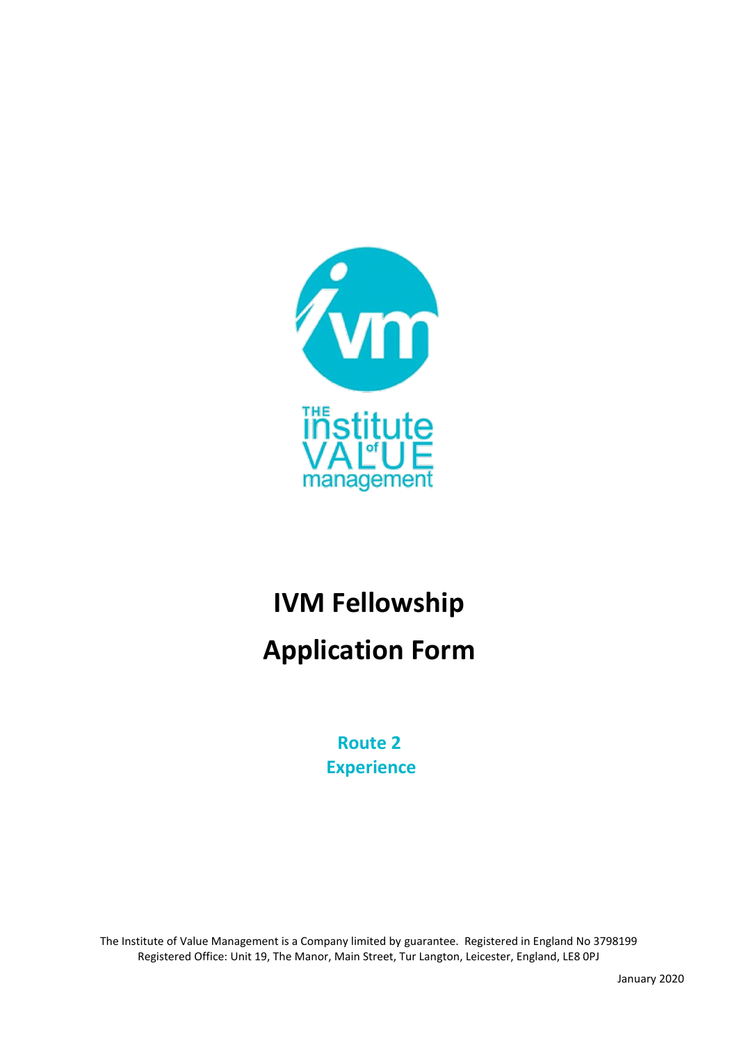# IVM Fellowship

# Application Form

**Route 2**
**Experience**

The Institute of Value Management is a Company limited by guarantee. Registered in England No 3798199
Registered Office: Unit 19, The Manor, Main Street, Tur Langton, Leicester, England, LE8 0PJ

January 2020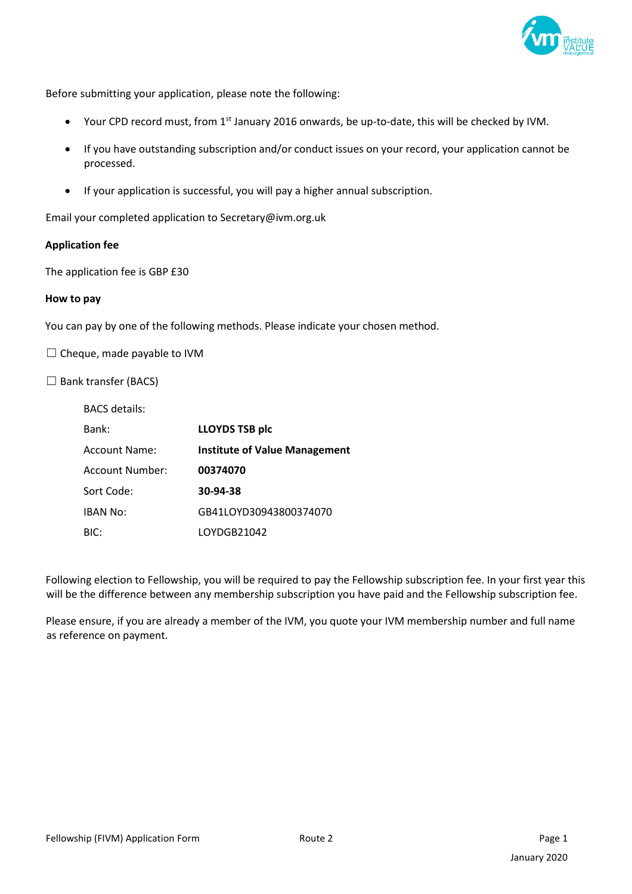Before submitting your application, please note the following:

- Your CPD record must, from 1st January 2016 onwards, be up-to-date, this will be checked by IVM.
- If you have outstanding subscription and/or conduct issues on your record, your application cannot be processed.
- If your application is successful, you will pay a higher annual subscription.

Email your completed application to Secretary@ivm.org.uk

**Application fee**

The application fee is GBP £30

**How to pay**

You can pay by one of the following methods. Please indicate your chosen method.

☐ Cheque, made payable to IVM

☐ Bank transfer (BACS)

BACS details:

| | |
|---|---|
| Bank: | **LLOYDS TSB plc** |
| Account Name: | **Institute of Value Management** |
| Account Number: | **00374070** |
| Sort Code: | **30-94-38** |
| IBAN No: | GB41LOYD30943800374070 |
| BIC: | LOYDGB21042 |

Following election to Fellowship, you will be required to pay the Fellowship subscription fee. In your first year this will be the difference between any membership subscription you have paid and the Fellowship subscription fee.

Please ensure, if you are already a member of the IVM, you quote your IVM membership number and full name as reference on payment.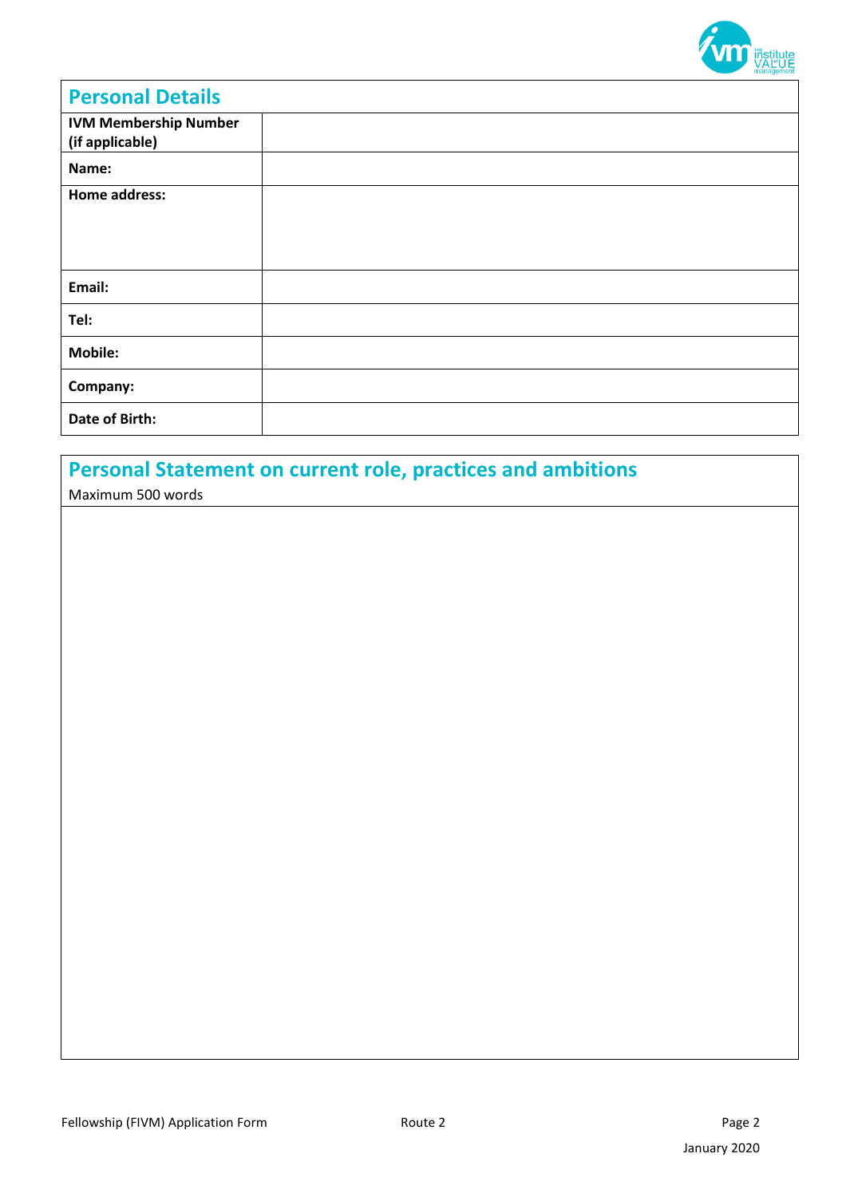## Personal Details

| | |
|---|---|
| **IVM Membership Number (if applicable)** | |
| **Name:** | |
| **Home address:** | |
| **Email:** | |
| **Tel:** | |
| **Mobile:** | |
| **Company:** | |
| **Date of Birth:** | |

## Personal Statement on current role, practices and ambitions

Maximum 500 words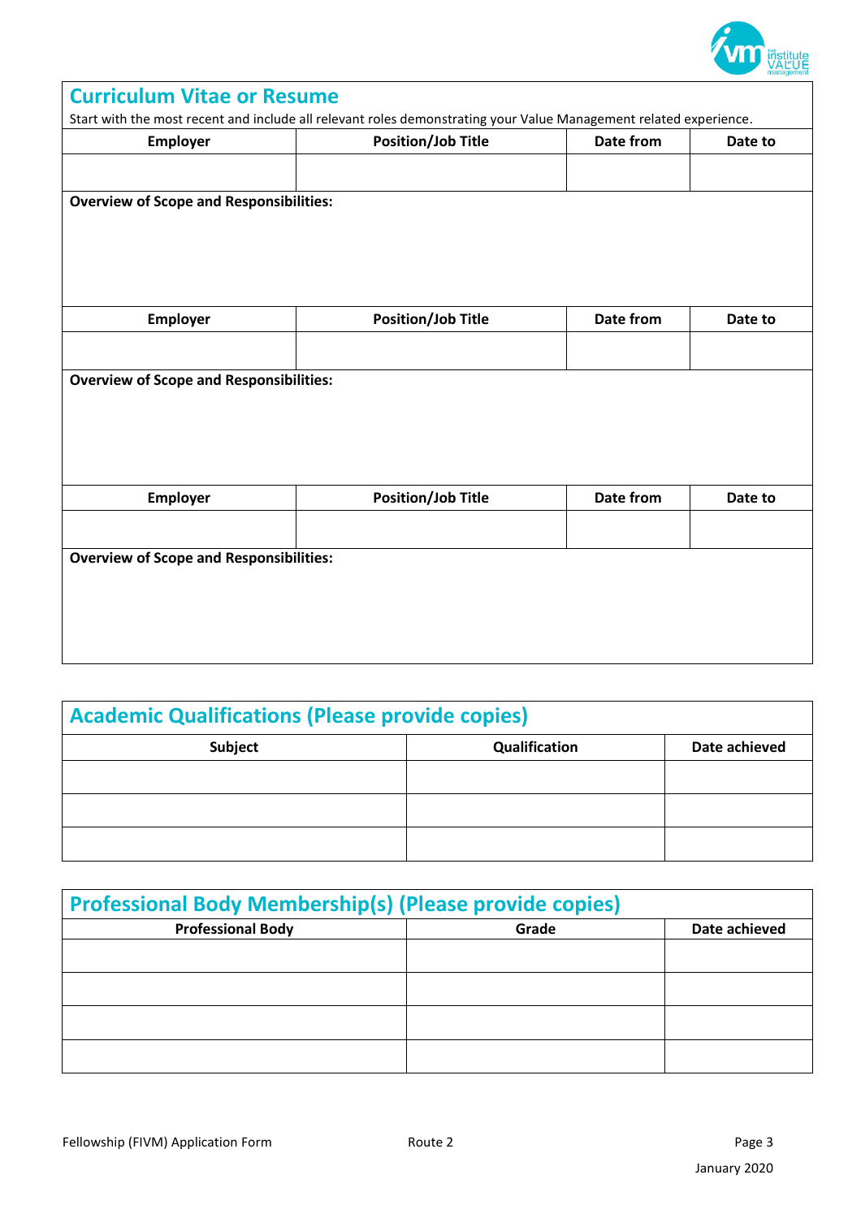## Curriculum Vitae or Resume

Start with the most recent and include all relevant roles demonstrating your Value Management related experience.

| Employer | Position/Job Title | Date from | Date to |
|---|---|---|---|
| | | | |

**Overview of Scope and Responsibilities:**

| Employer | Position/Job Title | Date from | Date to |
|---|---|---|---|
| | | | |

**Overview of Scope and Responsibilities:**

| Employer | Position/Job Title | Date from | Date to |
|---|---|---|---|
| | | | |

**Overview of Scope and Responsibilities:**

## Academic Qualifications (Please provide copies)

| Subject | Qualification | Date achieved |
|---|---|---|
| | | |
| | | |
| | | |

## Professional Body Membership(s) (Please provide copies)

| Professional Body | Grade | Date achieved |
|---|---|---|
| | | |
| | | |
| | | |
| | | |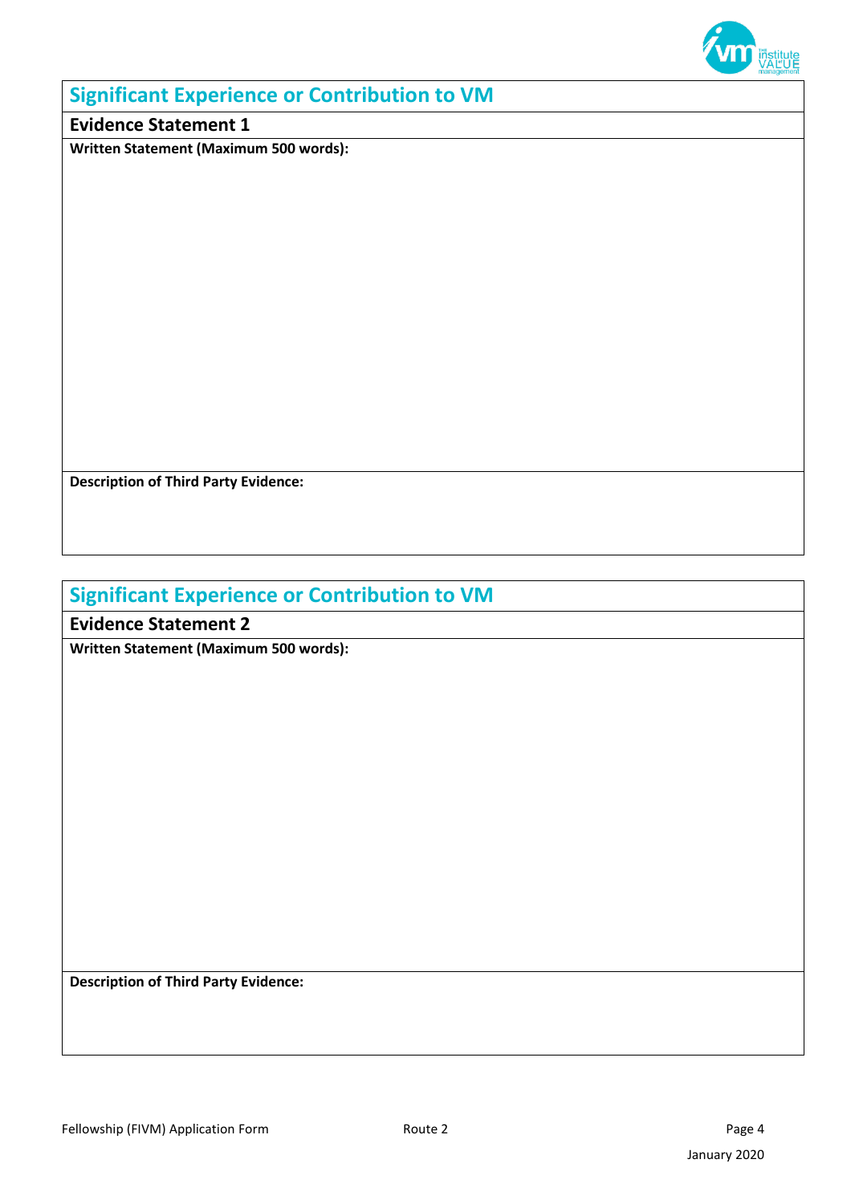## Significant Experience or Contribution to VM

### Evidence Statement 1

**Written Statement (Maximum 500 words):**

**Description of Third Party Evidence:**

## Significant Experience or Contribution to VM

### Evidence Statement 2

**Written Statement (Maximum 500 words):**

**Description of Third Party Evidence:**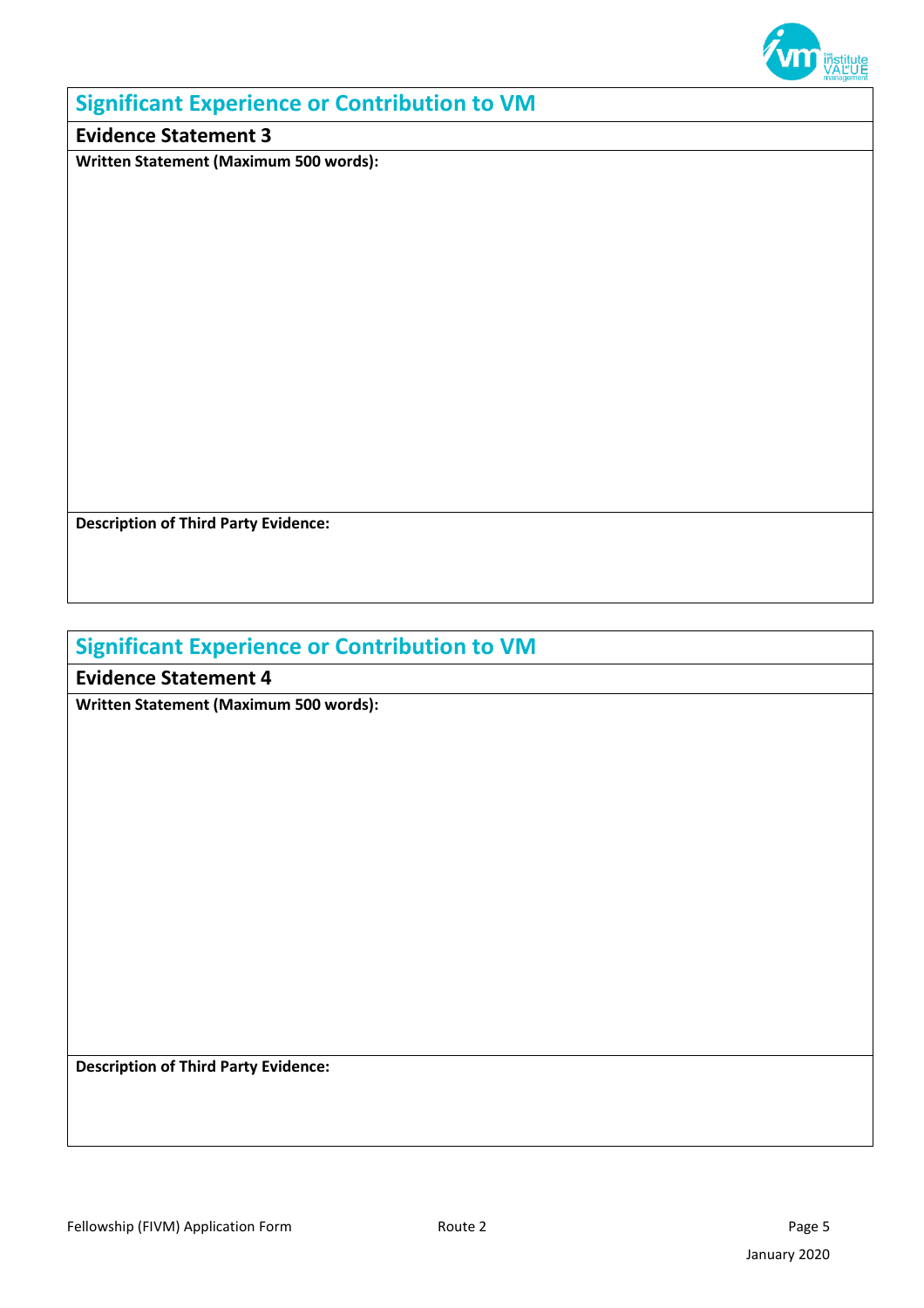## Significant Experience or Contribution to VM

### Evidence Statement 3

**Written Statement (Maximum 500 words):**

**Description of Third Party Evidence:**

## Significant Experience or Contribution to VM

### Evidence Statement 4

**Written Statement (Maximum 500 words):**

**Description of Third Party Evidence:**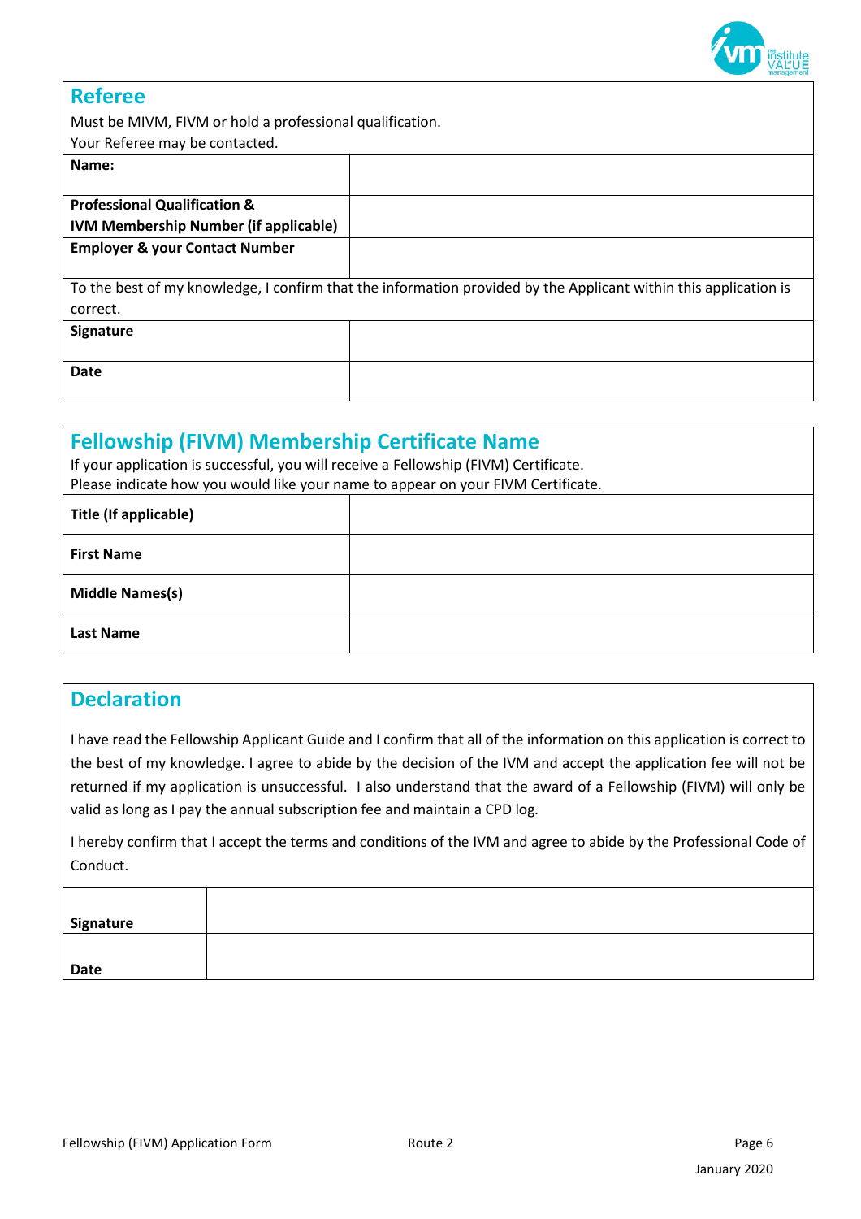## Referee

Must be MIVM, FIVM or hold a professional qualification.
Your Referee may be contacted.

| | |
|---|---|
| **Name:** | |
| **Professional Qualification & IVM Membership Number (if applicable)** | |
| **Employer & your Contact Number** | |

To the best of my knowledge, I confirm that the information provided by the Applicant within this application is correct.

| | |
|---|---|
| **Signature** | |
| **Date** | |

## Fellowship (FIVM) Membership Certificate Name

If your application is successful, you will receive a Fellowship (FIVM) Certificate.
Please indicate how you would like your name to appear on your FIVM Certificate.

| | |
|---|---|
| **Title (If applicable)** | |
| **First Name** | |
| **Middle Names(s)** | |
| **Last Name** | |

## Declaration

I have read the Fellowship Applicant Guide and I confirm that all of the information on this application is correct to the best of my knowledge. I agree to abide by the decision of the IVM and accept the application fee will not be returned if my application is unsuccessful. I also understand that the award of a Fellowship (FIVM) will only be valid as long as I pay the annual subscription fee and maintain a CPD log.

I hereby confirm that I accept the terms and conditions of the IVM and agree to abide by the Professional Code of Conduct.

| | |
|---|---|
| **Signature** | |
| **Date** | |